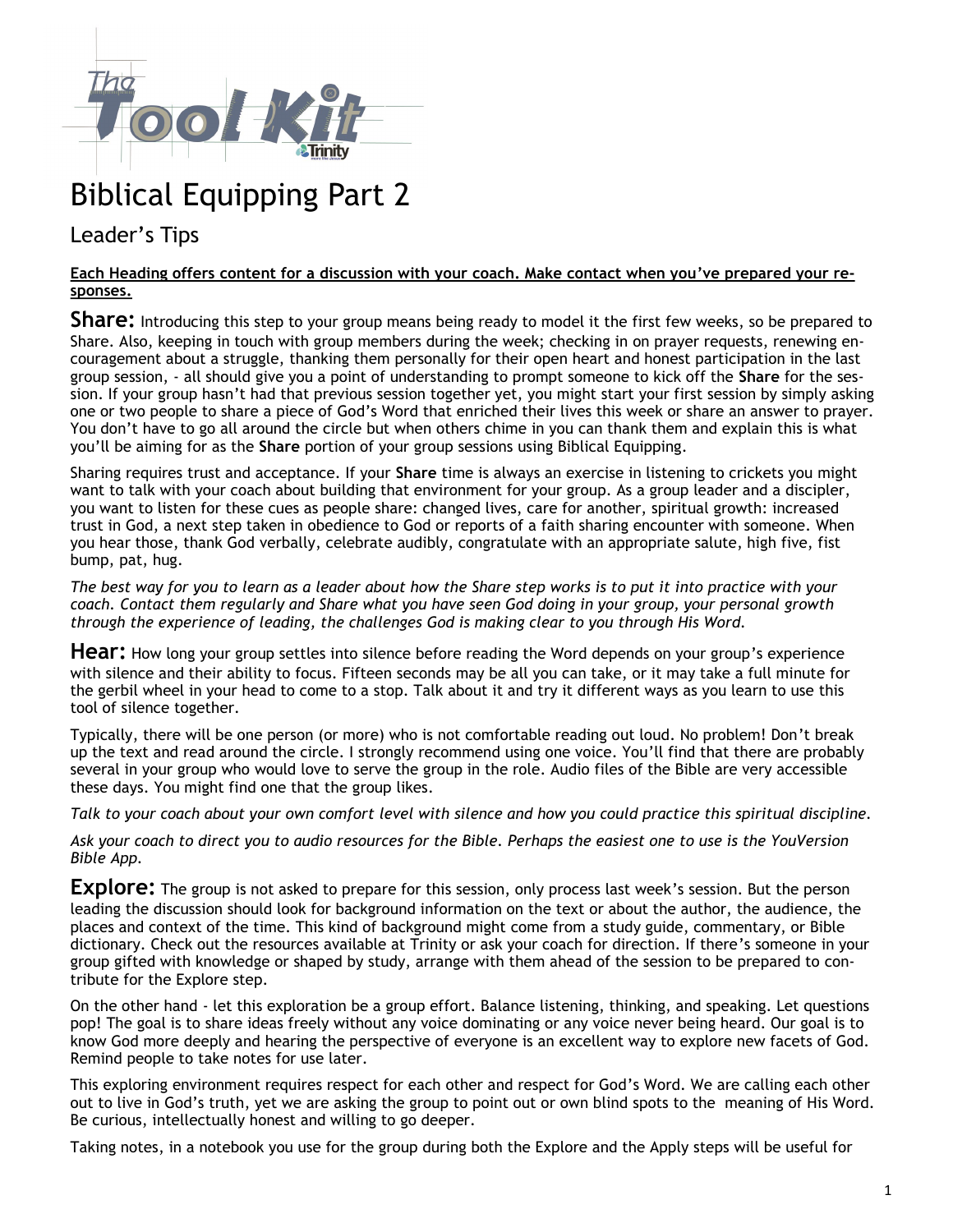# Biblical Equipping Part 2

## Leader's Tips

**Each Heading offers content for a discussion with your coach. Make contact when you've prepared your responses.**

**Share:** Introducing this step to your group means being ready to model it the first few weeks, so be prepared to Share. Also, keeping in touch with group members during the week; checking in on prayer requests, renewing encouragement about a struggle, thanking them personally for their open heart and honest participation in the last group session, - all should give you a point of understanding to prompt someone to kick off the **Share** for the session. If your group hasn't had that previous session together yet, you might start your first session by simply asking one or two people to share a piece of God's Word that enriched their lives this week or share an answer to prayer. You don't have to go all around the circle but when others chime in you can thank them and explain this is what you'll be aiming for as the **Share** portion of your group sessions using Biblical Equipping.

Sharing requires trust and acceptance. If your **Share** time is always an exercise in listening to crickets you might want to talk with your coach about building that environment for your group. As a group leader and a discipler, you want to listen for these cues as people share: changed lives, care for another, spiritual growth: increased trust in God, a next step taken in obedience to God or reports of a faith sharing encounter with someone. When you hear those, thank God verbally, celebrate audibly, congratulate with an appropriate salute, high five, fist bump, pat, hug.

*The best way for you to learn as a leader about how the Share step works is to put it into practice with your coach. Contact them regularly and Share what you have seen God doing in your group, your personal growth through the experience of leading, the challenges God is making clear to you through His Word.*

**Hear:** How long your group settles into silence before reading the Word depends on your group's experience with silence and their ability to focus. Fifteen seconds may be all you can take, or it may take a full minute for the gerbil wheel in your head to come to a stop. Talk about it and try it different ways as you learn to use this tool of silence together.

Typically, there will be one person (or more) who is not comfortable reading out loud. No problem! Don't break up the text and read around the circle. I strongly recommend using one voice. You'll find that there are probably several in your group who would love to serve the group in the role. Audio files of the Bible are very accessible these days. You might find one that the group likes.

*Talk to your coach about your own comfort level with silence and how you could practice this spiritual discipline.*

*Ask your coach to direct you to audio resources for the Bible. Perhaps the easiest one to use is the YouVersion Bible App.*

**Explore:** The group is not asked to prepare for this session, only process last week's session. But the person leading the discussion should look for background information on the text or about the author, the audience, the places and context of the time. This kind of background might come from a study guide, commentary, or Bible dictionary. Check out the resources available at Trinity or ask your coach for direction. If there's someone in your group gifted with knowledge or shaped by study, arrange with them ahead of the session to be prepared to contribute for the Explore step.

On the other hand - let this exploration be a group effort. Balance listening, thinking, and speaking. Let questions pop! The goal is to share ideas freely without any voice dominating or any voice never being heard. Our goal is to know God more deeply and hearing the perspective of everyone is an excellent way to explore new facets of God. Remind people to take notes for use later.

This exploring environment requires respect for each other and respect for God's Word. We are calling each other out to live in God's truth, yet we are asking the group to point out or own blind spots to the meaning of His Word. Be curious, intellectually honest and willing to go deeper.

Taking notes, in a notebook you use for the group during both the Explore and the Apply steps will be useful for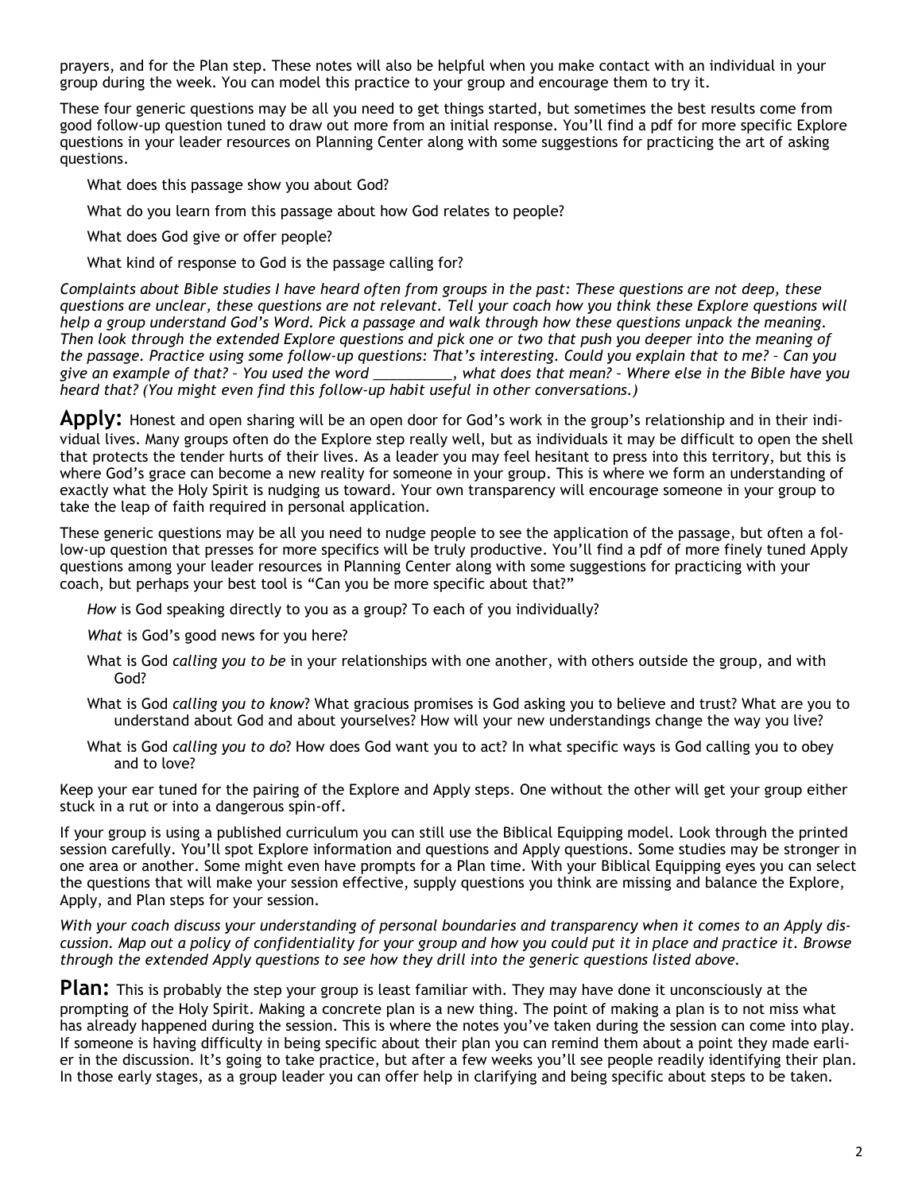prayers, and for the Plan step. These notes will also be helpful when you make contact with an individual in your group during the week. You can model this practice to your group and encourage them to try it.

These four generic questions may be all you need to get things started, but sometimes the best results come from good follow-up question tuned to draw out more from an initial response. You'll find a pdf for more specific Explore questions in your leader resources on Planning Center along with some suggestions for practicing the art of asking questions.

What does this passage show you about God?

What do you learn from this passage about how God relates to people?

What does God give or offer people?

What kind of response to God is the passage calling for?

*Complaints about Bible studies I have heard often from groups in the past: These questions are not deep, these questions are unclear, these questions are not relevant. Tell your coach how you think these Explore questions will help a group understand God's Word. Pick a passage and walk through how these questions unpack the meaning. Then look through the extended Explore questions and pick one or two that push you deeper into the meaning of the passage. Practice using some follow-up questions: That's interesting. Could you explain that to me? – Can you give an example of that? – You used the word __________, what does that mean? – Where else in the Bible have you heard that? (You might even find this follow-up habit useful in other conversations.)*

**Apply:** Honest and open sharing will be an open door for God's work in the group's relationship and in their individual lives. Many groups often do the Explore step really well, but as individuals it may be difficult to open the shell that protects the tender hurts of their lives. As a leader you may feel hesitant to press into this territory, but this is where God's grace can become a new reality for someone in your group. This is where we form an understanding of exactly what the Holy Spirit is nudging us toward. Your own transparency will encourage someone in your group to take the leap of faith required in personal application.

These generic questions may be all you need to nudge people to see the application of the passage, but often a follow-up question that presses for more specifics will be truly productive. You'll find a pdf of more finely tuned Apply questions among your leader resources in Planning Center along with some suggestions for practicing with your coach, but perhaps your best tool is "Can you be more specific about that?"

*How* is God speaking directly to you as a group? To each of you individually?

*What* is God's good news for you here?

What is God *calling you to be* in your relationships with one another, with others outside the group, and with God?

What is God *calling you to know*? What gracious promises is God asking you to believe and trust? What are you to understand about God and about yourselves? How will your new understandings change the way you live?

What is God *calling you to do*? How does God want you to act? In what specific ways is God calling you to obey and to love?

Keep your ear tuned for the pairing of the Explore and Apply steps. One without the other will get your group either stuck in a rut or into a dangerous spin-off.

If your group is using a published curriculum you can still use the Biblical Equipping model. Look through the printed session carefully. You'll spot Explore information and questions and Apply questions. Some studies may be stronger in one area or another. Some might even have prompts for a Plan time. With your Biblical Equipping eyes you can select the questions that will make your session effective, supply questions you think are missing and balance the Explore, Apply, and Plan steps for your session.

*With your coach discuss your understanding of personal boundaries and transparency when it comes to an Apply discussion. Map out a policy of confidentiality for your group and how you could put it in place and practice it. Browse through the extended Apply questions to see how they drill into the generic questions listed above.*

**Plan:** This is probably the step your group is least familiar with. They may have done it unconsciously at the prompting of the Holy Spirit. Making a concrete plan is a new thing. The point of making a plan is to not miss what has already happened during the session. This is where the notes you've taken during the session can come into play. If someone is having difficulty in being specific about their plan you can remind them about a point they made earlier in the discussion. It's going to take practice, but after a few weeks you'll see people readily identifying their plan. In those early stages, as a group leader you can offer help in clarifying and being specific about steps to be taken.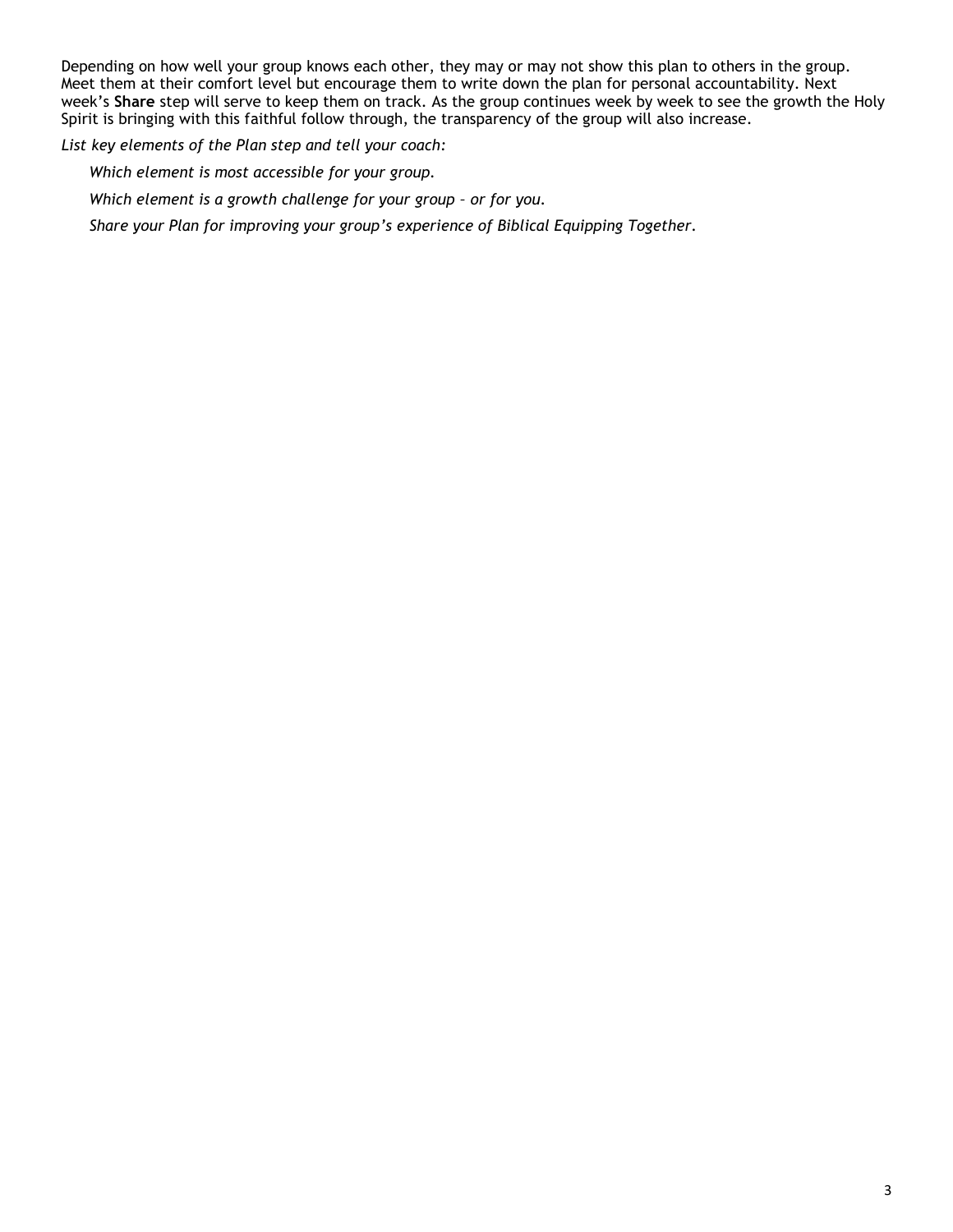Depending on how well your group knows each other, they may or may not show this plan to others in the group. Meet them at their comfort level but encourage them to write down the plan for personal accountability. Next week's **Share** step will serve to keep them on track. As the group continues week by week to see the growth the Holy Spirit is bringing with this faithful follow through, the transparency of the group will also increase.

*List key elements of the Plan step and tell your coach:*

*Which element is most accessible for your group.*

*Which element is a growth challenge for your group – or for you.*

*Share your Plan for improving your group's experience of Biblical Equipping Together.*